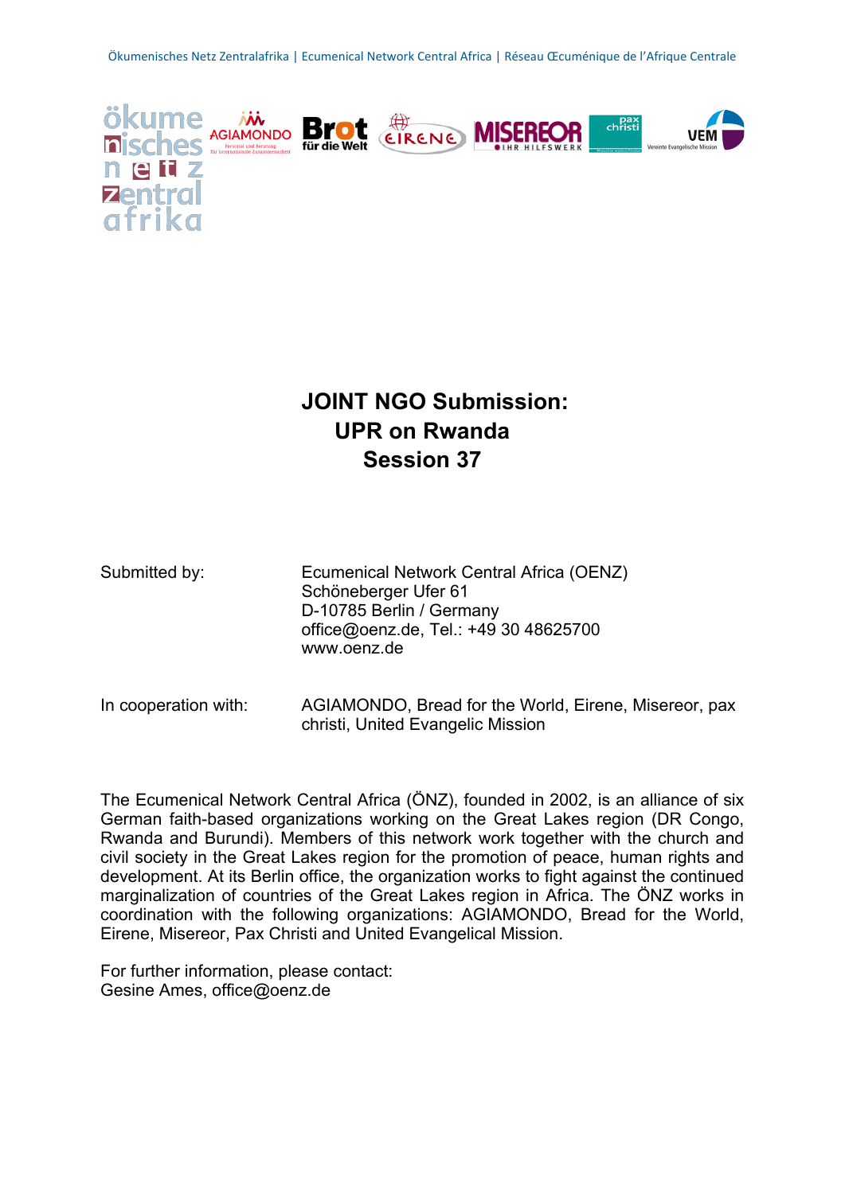Ökumenisches Netz Zentralafrika | Ecumenical Network Central Africa | Réseau Œcuménique de l'Afrique Centrale

# JOINT NGO Submission: UPR on Rwanda Session 37

Submitted by: Ecumenical Network Central Africa (OENZ)
Schöneberger Ufer 61
D-10785 Berlin / Germany
office@oenz.de, Tel.: +49 30 48625700
www.oenz.de

In cooperation with: AGIAMONDO, Bread for the World, Eirene, Misereor, pax christi, United Evangelic Mission

The Ecumenical Network Central Africa (ÖNZ), founded in 2002, is an alliance of six German faith-based organizations working on the Great Lakes region (DR Congo, Rwanda and Burundi). Members of this network work together with the church and civil society in the Great Lakes region for the promotion of peace, human rights and development. At its Berlin office, the organization works to fight against the continued marginalization of countries of the Great Lakes region in Africa. The ÖNZ works in coordination with the following organizations: AGIAMONDO, Bread for the World, Eirene, Misereor, Pax Christi and United Evangelical Mission.

For further information, please contact:
Gesine Ames, office@oenz.de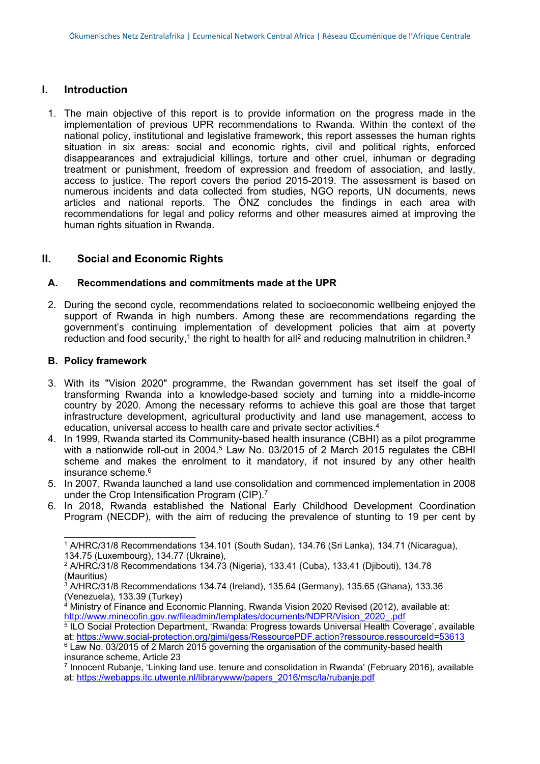## I. Introduction

1. The main objective of this report is to provide information on the progress made in the implementation of previous UPR recommendations to Rwanda. Within the context of the national policy, institutional and legislative framework, this report assesses the human rights situation in six areas: social and economic rights, civil and political rights, enforced disappearances and extrajudicial killings, torture and other cruel, inhuman or degrading treatment or punishment, freedom of expression and freedom of association, and lastly, access to justice. The report covers the period 2015-2019. The assessment is based on numerous incidents and data collected from studies, NGO reports, UN documents, news articles and national reports. The ÖNZ concludes the findings in each area with recommendations for legal and policy reforms and other measures aimed at improving the human rights situation in Rwanda.

## II. Social and Economic Rights

### A. Recommendations and commitments made at the UPR

2. During the second cycle, recommendations related to socioeconomic wellbeing enjoyed the support of Rwanda in high numbers. Among these are recommendations regarding the government's continuing implementation of development policies that aim at poverty reduction and food security,[1] the right to health for all[2] and reducing malnutrition in children.[3]

### B. Policy framework

3. With its "Vision 2020" programme, the Rwandan government has set itself the goal of transforming Rwanda into a knowledge-based society and turning into a middle-income country by 2020. Among the necessary reforms to achieve this goal are those that target infrastructure development, agricultural productivity and land use management, access to education, universal access to health care and private sector activities.[4]
4. In 1999, Rwanda started its Community-based health insurance (CBHI) as a pilot programme with a nationwide roll-out in 2004.[5] Law No. 03/2015 of 2 March 2015 regulates the CBHI scheme and makes the enrolment to it mandatory, if not insured by any other health insurance scheme.[6]
5. In 2007, Rwanda launched a land use consolidation and commenced implementation in 2008 under the Crop Intensification Program (CIP).[7]
6. In 2018, Rwanda established the National Early Childhood Development Coordination Program (NECDP), with the aim of reducing the prevalence of stunting to 19 per cent by

---

[1] A/HRC/31/8 Recommendations 134.101 (South Sudan), 134.76 (Sri Lanka), 134.71 (Nicaragua), 134.75 (Luxembourg), 134.77 (Ukraine),

[2] A/HRC/31/8 Recommendations 134.73 (Nigeria), 133.41 (Cuba), 133.41 (Djibouti), 134.78 (Mauritius)

[3] A/HRC/31/8 Recommendations 134.74 (Ireland), 135.64 (Germany), 135.65 (Ghana), 133.36 (Venezuela), 133.39 (Turkey)

[4] Ministry of Finance and Economic Planning, Rwanda Vision 2020 Revised (2012), available at: http://www.minecofin.gov.rw/fileadmin/templates/documents/NDPR/Vision_2020_.pdf

[5] ILO Social Protection Department, 'Rwanda: Progress towards Universal Health Coverage', available at: https://www.social-protection.org/gimi/gess/RessourcePDF.action?ressource.ressourceId=53613

[6] Law No. 03/2015 of 2 March 2015 governing the organisation of the community-based health insurance scheme, Article 23

[7] Innocent Rubanje, 'Linking land use, tenure and consolidation in Rwanda' (February 2016), available at: https://webapps.itc.utwente.nl/librarywww/papers_2016/msc/la/rubanje.pdf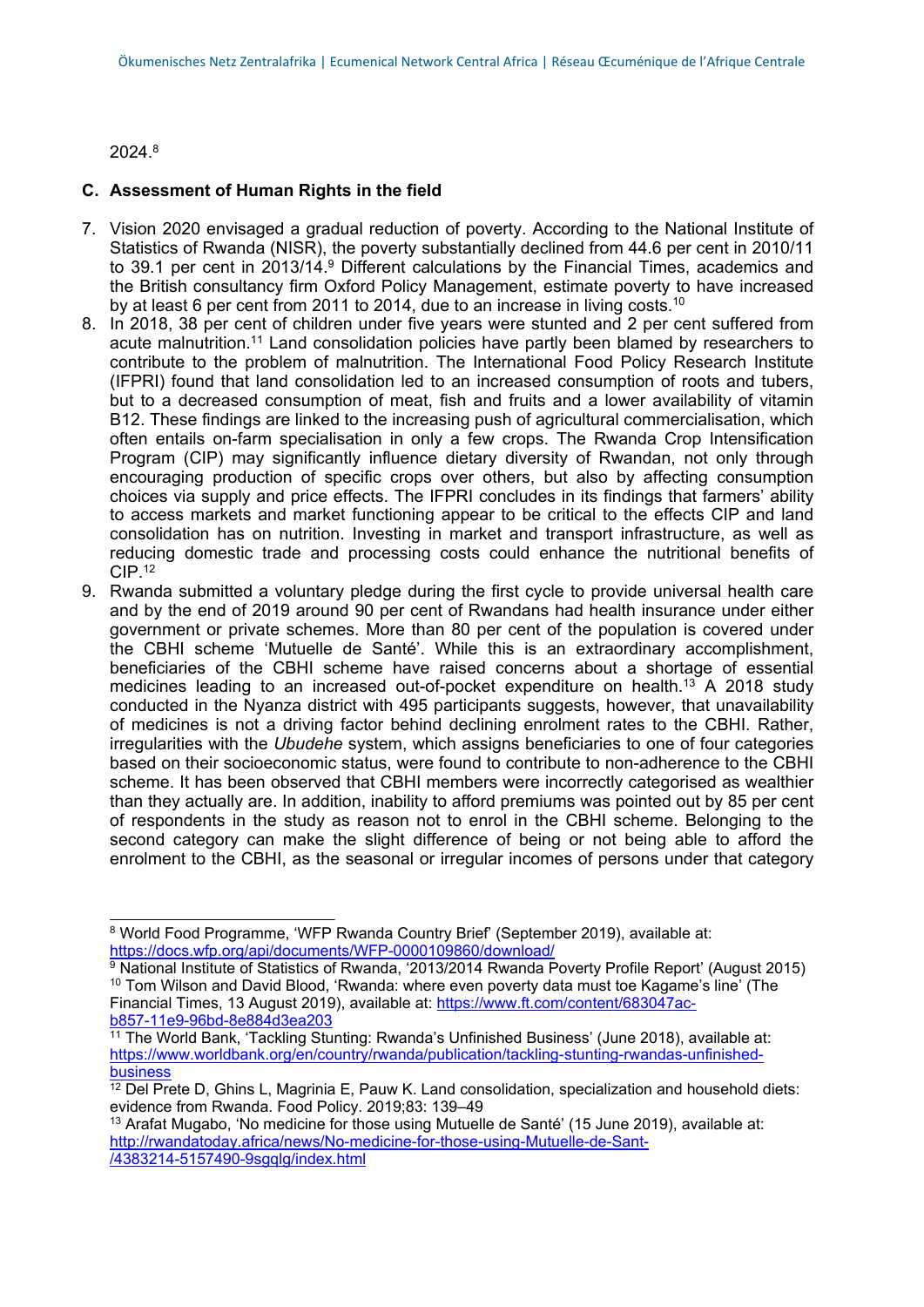2024.[8]

## C. Assessment of Human Rights in the field

7. Vision 2020 envisaged a gradual reduction of poverty. According to the National Institute of Statistics of Rwanda (NISR), the poverty substantially declined from 44.6 per cent in 2010/11 to 39.1 per cent in 2013/14.[9] Different calculations by the Financial Times, academics and the British consultancy firm Oxford Policy Management, estimate poverty to have increased by at least 6 per cent from 2011 to 2014, due to an increase in living costs.[10]
8. In 2018, 38 per cent of children under five years were stunted and 2 per cent suffered from acute malnutrition.[11] Land consolidation policies have partly been blamed by researchers to contribute to the problem of malnutrition. The International Food Policy Research Institute (IFPRI) found that land consolidation led to an increased consumption of roots and tubers, but to a decreased consumption of meat, fish and fruits and a lower availability of vitamin B12. These findings are linked to the increasing push of agricultural commercialisation, which often entails on-farm specialisation in only a few crops. The Rwanda Crop Intensification Program (CIP) may significantly influence dietary diversity of Rwandan, not only through encouraging production of specific crops over others, but also by affecting consumption choices via supply and price effects. The IFPRI concludes in its findings that farmers' ability to access markets and market functioning appear to be critical to the effects CIP and land consolidation has on nutrition. Investing in market and transport infrastructure, as well as reducing domestic trade and processing costs could enhance the nutritional benefits of CIP.[12]
9. Rwanda submitted a voluntary pledge during the first cycle to provide universal health care and by the end of 2019 around 90 per cent of Rwandans had health insurance under either government or private schemes. More than 80 per cent of the population is covered under the CBHI scheme 'Mutuelle de Santé'. While this is an extraordinary accomplishment, beneficiaries of the CBHI scheme have raised concerns about a shortage of essential medicines leading to an increased out-of-pocket expenditure on health.[13] A 2018 study conducted in the Nyanza district with 495 participants suggests, however, that unavailability of medicines is not a driving factor behind declining enrolment rates to the CBHI. Rather, irregularities with the *Ubudehe* system, which assigns beneficiaries to one of four categories based on their socioeconomic status, were found to contribute to non-adherence to the CBHI scheme. It has been observed that CBHI members were incorrectly categorised as wealthier than they actually are. In addition, inability to afford premiums was pointed out by 85 per cent of respondents in the study as reason not to enrol in the CBHI scheme. Belonging to the second category can make the slight difference of being or not being able to afford the enrolment to the CBHI, as the seasonal or irregular incomes of persons under that category

---

[8] World Food Programme, 'WFP Rwanda Country Brief' (September 2019), available at: https://docs.wfp.org/api/documents/WFP-0000109860/download/

[9] National Institute of Statistics of Rwanda, '2013/2014 Rwanda Poverty Profile Report' (August 2015)

[10] Tom Wilson and David Blood, 'Rwanda: where even poverty data must toe Kagame's line' (The Financial Times, 13 August 2019), available at: https://www.ft.com/content/683047ac-b857-11e9-96bd-8e884d3ea203

[11] The World Bank, 'Tackling Stunting: Rwanda's Unfinished Business' (June 2018), available at: https://www.worldbank.org/en/country/rwanda/publication/tackling-stunting-rwandas-unfinished-business

[12] Del Prete D, Ghins L, Magrinia E, Pauw K. Land consolidation, specialization and household diets: evidence from Rwanda. Food Policy. 2019;83: 139–49

[13] Arafat Mugabo, 'No medicine for those using Mutuelle de Santé' (15 June 2019), available at: http://rwandatoday.africa/news/No-medicine-for-those-using-Mutuelle-de-Sant-/4383214-5157490-9sgqlg/index.html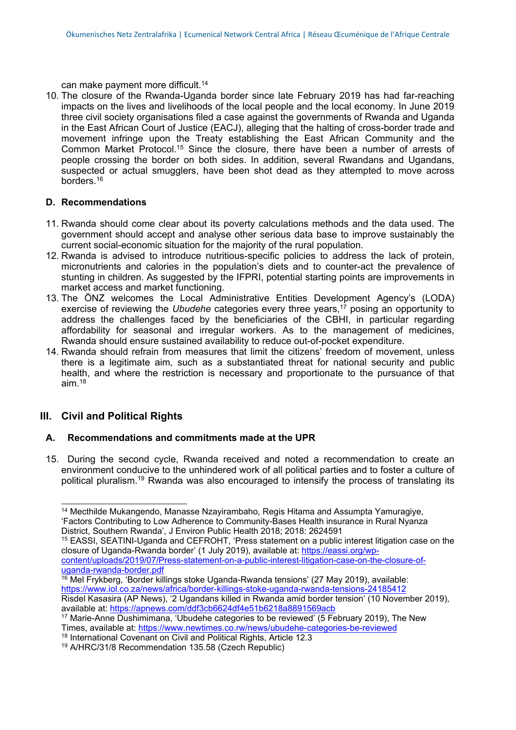can make payment more difficult.[14]

10. The closure of the Rwanda-Uganda border since late February 2019 has had far-reaching impacts on the lives and livelihoods of the local people and the local economy. In June 2019 three civil society organisations filed a case against the governments of Rwanda and Uganda in the East African Court of Justice (EACJ), alleging that the halting of cross-border trade and movement infringe upon the Treaty establishing the East African Community and the Common Market Protocol.[15] Since the closure, there have been a number of arrests of people crossing the border on both sides. In addition, several Rwandans and Ugandans, suspected or actual smugglers, have been shot dead as they attempted to move across borders.[16]

### D. Recommendations

11. Rwanda should come clear about its poverty calculations methods and the data used. The government should accept and analyse other serious data base to improve sustainably the current social-economic situation for the majority of the rural population.
12. Rwanda is advised to introduce nutritious-specific policies to address the lack of protein, micronutrients and calories in the population's diets and to counter-act the prevalence of stunting in children. As suggested by the IFPRI, potential starting points are improvements in market access and market functioning.
13. The ÖNZ welcomes the Local Administrative Entities Development Agency's (LODA) exercise of reviewing the *Ubudehe* categories every three years,[17] posing an opportunity to address the challenges faced by the beneficiaries of the CBHI, in particular regarding affordability for seasonal and irregular workers. As to the management of medicines, Rwanda should ensure sustained availability to reduce out-of-pocket expenditure.
14. Rwanda should refrain from measures that limit the citizens' freedom of movement, unless there is a legitimate aim, such as a substantiated threat for national security and public health, and where the restriction is necessary and proportionate to the pursuance of that aim.[18]

## III. Civil and Political Rights

### A. Recommendations and commitments made at the UPR

15. During the second cycle, Rwanda received and noted a recommendation to create an environment conducive to the unhindered work of all political parties and to foster a culture of political pluralism.[19] Rwanda was also encouraged to intensify the process of translating its

---

[14] Mecthilde Mukangendo, Manasse Nzayirambaho, Regis Hitama and Assumpta Yamuragiye, 'Factors Contributing to Low Adherence to Community-Bases Health insurance in Rural Nyanza District, Southern Rwanda', J Environ Public Health 2018; 2018: 2624591

[15] EASSI, SEATINI-Uganda and CEFROHT, 'Press statement on a public interest litigation case on the closure of Uganda-Rwanda border' (1 July 2019), available at: https://eassi.org/wp-content/uploads/2019/07/Press-statement-on-a-public-interest-litigation-case-on-the-closure-of-uganda-rwanda-border.pdf

[16] Mel Frykberg, 'Border killings stoke Uganda-Rwanda tensions' (27 May 2019), available: https://www.iol.co.za/news/africa/border-killings-stoke-uganda-rwanda-tensions-24185412
Risdel Kasasira (AP News), '2 Ugandans killed in Rwanda amid border tension' (10 November 2019), available at: https://apnews.com/ddf3cb6624df4e51b6218a8891569acb

[17] Marie-Anne Dushimimana, 'Ubudehe categories to be reviewed' (5 February 2019), The New Times, available at: https://www.newtimes.co.rw/news/ubudehe-categories-be-reviewed

[18] International Covenant on Civil and Political Rights, Article 12.3

[19] A/HRC/31/8 Recommendation 135.58 (Czech Republic)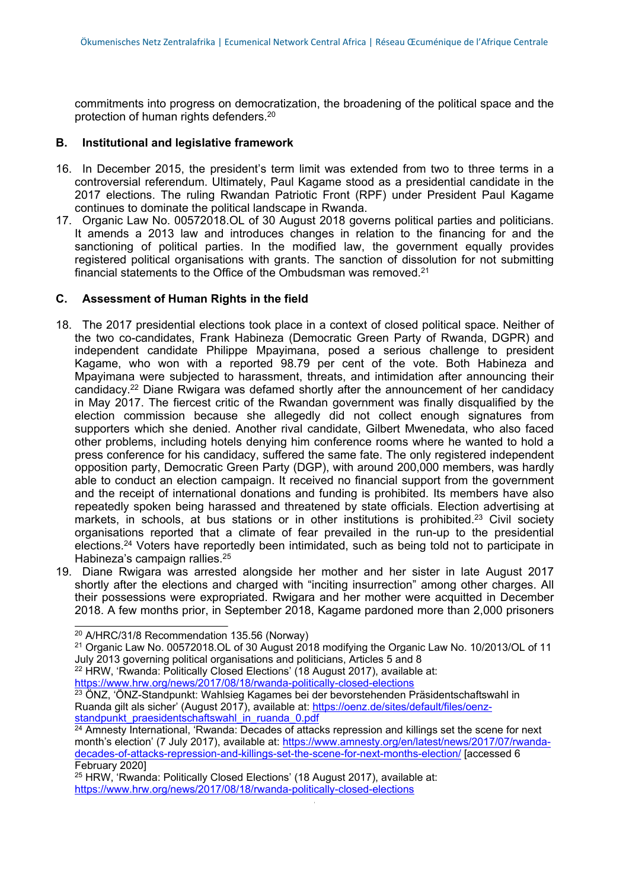commitments into progress on democratization, the broadening of the political space and the protection of human rights defenders.[20]

### B. Institutional and legislative framework

16. In December 2015, the president's term limit was extended from two to three terms in a controversial referendum. Ultimately, Paul Kagame stood as a presidential candidate in the 2017 elections. The ruling Rwandan Patriotic Front (RPF) under President Paul Kagame continues to dominate the political landscape in Rwanda.
17. Organic Law No. 00572018.OL of 30 August 2018 governs political parties and politicians. It amends a 2013 law and introduces changes in relation to the financing for and the sanctioning of political parties. In the modified law, the government equally provides registered political organisations with grants. The sanction of dissolution for not submitting financial statements to the Office of the Ombudsman was removed.[21]

### C. Assessment of Human Rights in the field

18. The 2017 presidential elections took place in a context of closed political space. Neither of the two co-candidates, Frank Habineza (Democratic Green Party of Rwanda, DGPR) and independent candidate Philippe Mpayimana, posed a serious challenge to president Kagame, who won with a reported 98.79 per cent of the vote. Both Habineza and Mpayimana were subjected to harassment, threats, and intimidation after announcing their candidacy.[22] Diane Rwigara was defamed shortly after the announcement of her candidacy in May 2017. The fiercest critic of the Rwandan government was finally disqualified by the election commission because she allegedly did not collect enough signatures from supporters which she denied. Another rival candidate, Gilbert Mwenedata, who also faced other problems, including hotels denying him conference rooms where he wanted to hold a press conference for his candidacy, suffered the same fate. The only registered independent opposition party, Democratic Green Party (DGP), with around 200,000 members, was hardly able to conduct an election campaign. It received no financial support from the government and the receipt of international donations and funding is prohibited. Its members have also repeatedly spoken being harassed and threatened by state officials. Election advertising at markets, in schools, at bus stations or in other institutions is prohibited.[23] Civil society organisations reported that a climate of fear prevailed in the run-up to the presidential elections.[24] Voters have reportedly been intimidated, such as being told not to participate in Habineza's campaign rallies.[25]
19. Diane Rwigara was arrested alongside her mother and her sister in late August 2017 shortly after the elections and charged with "inciting insurrection" among other charges. All their possessions were expropriated. Rwigara and her mother were acquitted in December 2018. A few months prior, in September 2018, Kagame pardoned more than 2,000 prisoners

---

[20] A/HRC/31/8 Recommendation 135.56 (Norway)

[21] Organic Law No. 00572018.OL of 30 August 2018 modifying the Organic Law No. 10/2013/OL of 11 July 2013 governing political organisations and politicians, Articles 5 and 8

[22] HRW, 'Rwanda: Politically Closed Elections' (18 August 2017), available at: https://www.hrw.org/news/2017/08/18/rwanda-politically-closed-elections

[23] ÖNZ, 'ÖNZ-Standpunkt: Wahlsieg Kagames bei der bevorstehenden Präsidentschaftswahl in Ruanda gilt als sicher' (August 2017), available at: https://oenz.de/sites/default/files/oenz-standpunkt_praesidentschaftswahl_in_ruanda_0.pdf

[24] Amnesty International, 'Rwanda: Decades of attacks repression and killings set the scene for next month's election' (7 July 2017), available at: https://www.amnesty.org/en/latest/news/2017/07/rwanda-decades-of-attacks-repression-and-killings-set-the-scene-for-next-months-election/ [accessed 6 February 2020]

[25] HRW, 'Rwanda: Politically Closed Elections' (18 August 2017), available at: https://www.hrw.org/news/2017/08/18/rwanda-politically-closed-elections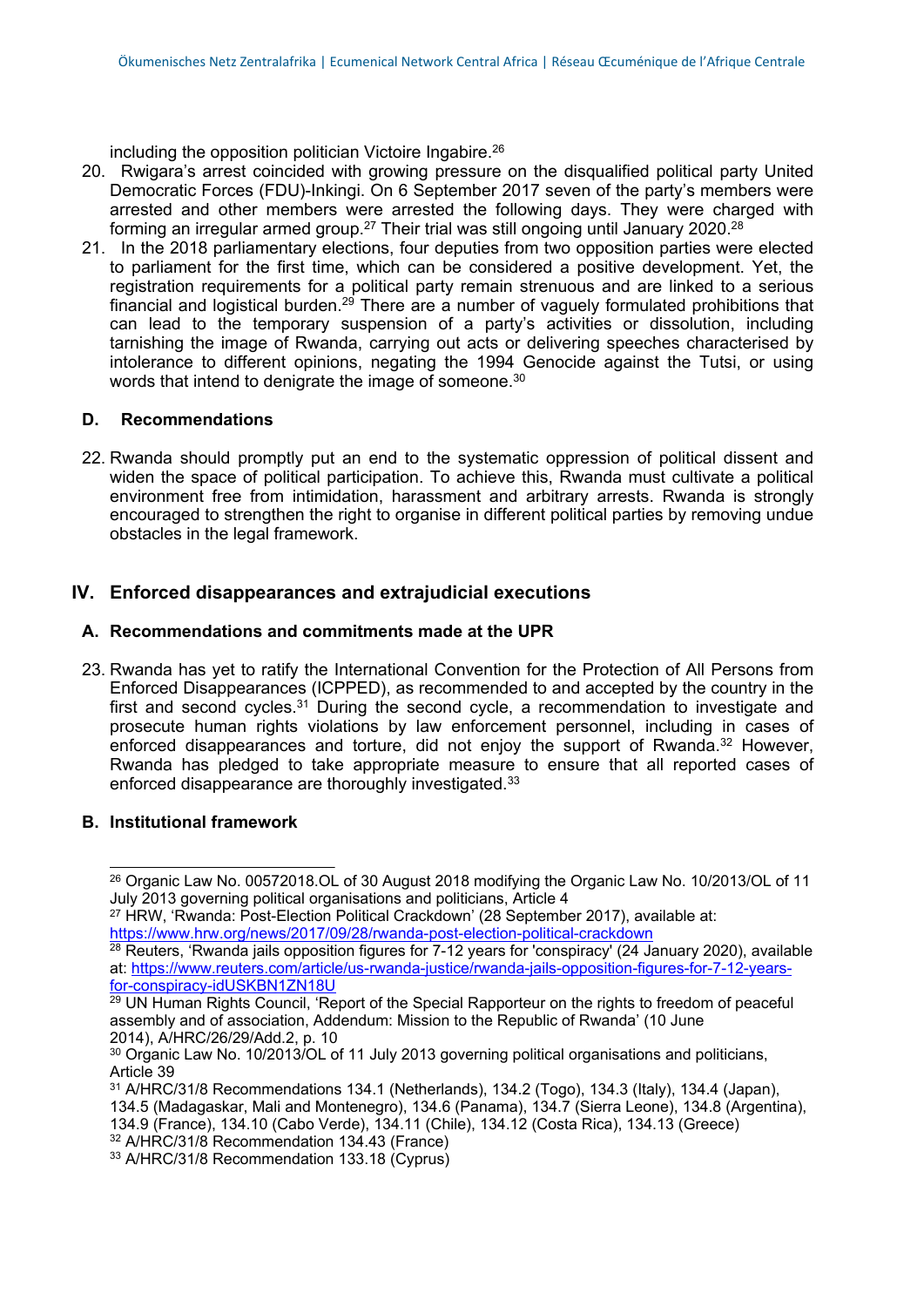including the opposition politician Victoire Ingabire.[26]

20. Rwigara's arrest coincided with growing pressure on the disqualified political party United Democratic Forces (FDU)-Inkingi. On 6 September 2017 seven of the party's members were arrested and other members were arrested the following days. They were charged with forming an irregular armed group.[27] Their trial was still ongoing until January 2020.[28]
21. In the 2018 parliamentary elections, four deputies from two opposition parties were elected to parliament for the first time, which can be considered a positive development. Yet, the registration requirements for a political party remain strenuous and are linked to a serious financial and logistical burden.[29] There are a number of vaguely formulated prohibitions that can lead to the temporary suspension of a party's activities or dissolution, including tarnishing the image of Rwanda, carrying out acts or delivering speeches characterised by intolerance to different opinions, negating the 1994 Genocide against the Tutsi, or using words that intend to denigrate the image of someone.[30]

### D. Recommendations

22. Rwanda should promptly put an end to the systematic oppression of political dissent and widen the space of political participation. To achieve this, Rwanda must cultivate a political environment free from intimidation, harassment and arbitrary arrests. Rwanda is strongly encouraged to strengthen the right to organise in different political parties by removing undue obstacles in the legal framework.

## IV. Enforced disappearances and extrajudicial executions

### A. Recommendations and commitments made at the UPR

23. Rwanda has yet to ratify the International Convention for the Protection of All Persons from Enforced Disappearances (ICPPED), as recommended to and accepted by the country in the first and second cycles.[31] During the second cycle, a recommendation to investigate and prosecute human rights violations by law enforcement personnel, including in cases of enforced disappearances and torture, did not enjoy the support of Rwanda.[32] However, Rwanda has pledged to take appropriate measure to ensure that all reported cases of enforced disappearance are thoroughly investigated.[33]

### B. Institutional framework

---

[26] Organic Law No. 00572018.OL of 30 August 2018 modifying the Organic Law No. 10/2013/OL of 11 July 2013 governing political organisations and politicians, Article 4

[27] HRW, 'Rwanda: Post-Election Political Crackdown' (28 September 2017), available at: https://www.hrw.org/news/2017/09/28/rwanda-post-election-political-crackdown

[28] Reuters, 'Rwanda jails opposition figures for 7-12 years for 'conspiracy' (24 January 2020), available at: https://www.reuters.com/article/us-rwanda-justice/rwanda-jails-opposition-figures-for-7-12-years-for-conspiracy-idUSKBN1ZN18U

[29] UN Human Rights Council, 'Report of the Special Rapporteur on the rights to freedom of peaceful assembly and of association, Addendum: Mission to the Republic of Rwanda' (10 June 2014), A/HRC/26/29/Add.2, p. 10

[30] Organic Law No. 10/2013/OL of 11 July 2013 governing political organisations and politicians, Article 39

[31] A/HRC/31/8 Recommendations 134.1 (Netherlands), 134.2 (Togo), 134.3 (Italy), 134.4 (Japan), 134.5 (Madagaskar, Mali and Montenegro), 134.6 (Panama), 134.7 (Sierra Leone), 134.8 (Argentina), 134.9 (France), 134.10 (Cabo Verde), 134.11 (Chile), 134.12 (Costa Rica), 134.13 (Greece)

[32] A/HRC/31/8 Recommendation 134.43 (France)

[33] A/HRC/31/8 Recommendation 133.18 (Cyprus)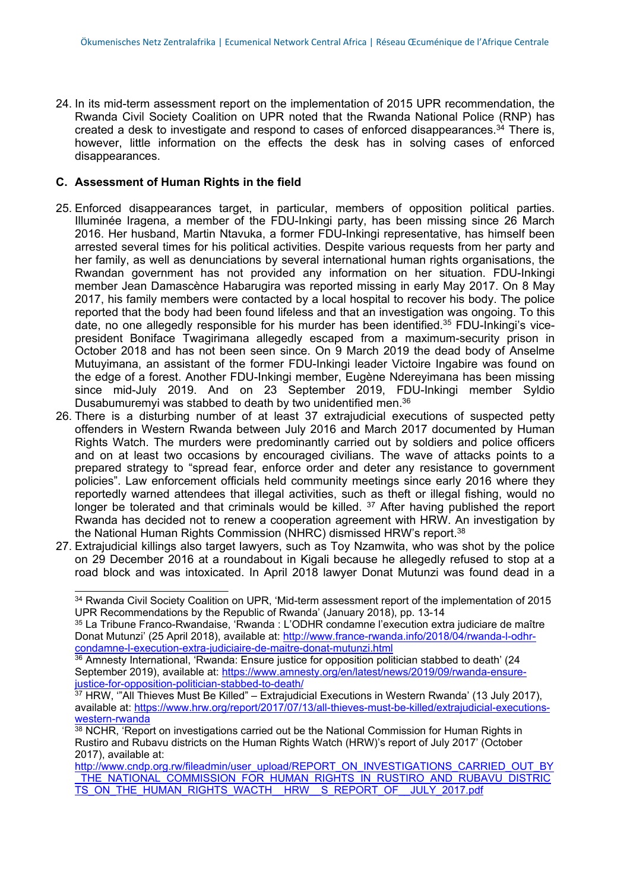24. In its mid-term assessment report on the implementation of 2015 UPR recommendation, the Rwanda Civil Society Coalition on UPR noted that the Rwanda National Police (RNP) has created a desk to investigate and respond to cases of enforced disappearances.[34] There is, however, little information on the effects the desk has in solving cases of enforced disappearances.

### C. Assessment of Human Rights in the field

25. Enforced disappearances target, in particular, members of opposition political parties. Illuminée Iragena, a member of the FDU-Inkingi party, has been missing since 26 March 2016. Her husband, Martin Ntavuka, a former FDU-Inkingi representative, has himself been arrested several times for his political activities. Despite various requests from her party and her family, as well as denunciations by several international human rights organisations, the Rwandan government has not provided any information on her situation. FDU-Inkingi member Jean Damascène Habarugira was reported missing in early May 2017. On 8 May 2017, his family members were contacted by a local hospital to recover his body. The police reported that the body had been found lifeless and that an investigation was ongoing. To this date, no one allegedly responsible for his murder has been identified.[35] FDU-Inkingi's vice-president Boniface Twagirimana allegedly escaped from a maximum-security prison in October 2018 and has not been seen since. On 9 March 2019 the dead body of Anselme Mutuyimana, an assistant of the former FDU-Inkingi leader Victoire Ingabire was found on the edge of a forest. Another FDU-Inkingi member, Eugène Ndereyimana has been missing since mid-July 2019. And on 23 September 2019, FDU-Inkingi member Syldio Dusabumuremyi was stabbed to death by two unidentified men.[36]
26. There is a disturbing number of at least 37 extrajudicial executions of suspected petty offenders in Western Rwanda between July 2016 and March 2017 documented by Human Rights Watch. The murders were predominantly carried out by soldiers and police officers and on at least two occasions by encouraged civilians. The wave of attacks points to a prepared strategy to "spread fear, enforce order and deter any resistance to government policies". Law enforcement officials held community meetings since early 2016 where they reportedly warned attendees that illegal activities, such as theft or illegal fishing, would no longer be tolerated and that criminals would be killed. [37] After having published the report Rwanda has decided not to renew a cooperation agreement with HRW. An investigation by the National Human Rights Commission (NHRC) dismissed HRW's report.[38]
27. Extrajudicial killings also target lawyers, such as Toy Nzamwita, who was shot by the police on 29 December 2016 at a roundabout in Kigali because he allegedly refused to stop at a road block and was intoxicated. In April 2018 lawyer Donat Mutunzi was found dead in a

---

[34] Rwanda Civil Society Coalition on UPR, 'Mid-term assessment report of the implementation of 2015 UPR Recommendations by the Republic of Rwanda' (January 2018), pp. 13-14

[35] La Tribune Franco-Rwandaise, 'Rwanda : L'ODHR condamne l'execution extra judiciare de maître Donat Mutunzi' (25 April 2018), available at: http://www.france-rwanda.info/2018/04/rwanda-l-odhr-condamne-l-execution-extra-judiciaire-de-maitre-donat-mutunzi.html

[36] Amnesty International, 'Rwanda: Ensure justice for opposition politician stabbed to death' (24 September 2019), available at: https://www.amnesty.org/en/latest/news/2019/09/rwanda-ensure-justice-for-opposition-politician-stabbed-to-death/

[37] HRW, '"All Thieves Must Be Killed" – Extrajudicial Executions in Western Rwanda' (13 July 2017), available at: https://www.hrw.org/report/2017/07/13/all-thieves-must-be-killed/extrajudicial-executions-western-rwanda

[38] NCHR, 'Report on investigations carried out be the National Commission for Human Rights in Rustiro and Rubavu districts on the Human Rights Watch (HRW)'s report of July 2017' (October 2017), available at: http://www.cndp.org.rw/fileadmin/user_upload/REPORT_ON_INVESTIGATIONS_CARRIED_OUT_BY_THE_NATIONAL_COMMISSION_FOR_HUMAN_RIGHTS_IN_RUSTIRO_AND_RUBAVU_DISTRICTS_ON_THE_HUMAN_RIGHTS_WACTH__HRW__S_REPORT_OF__JULY_2017.pdf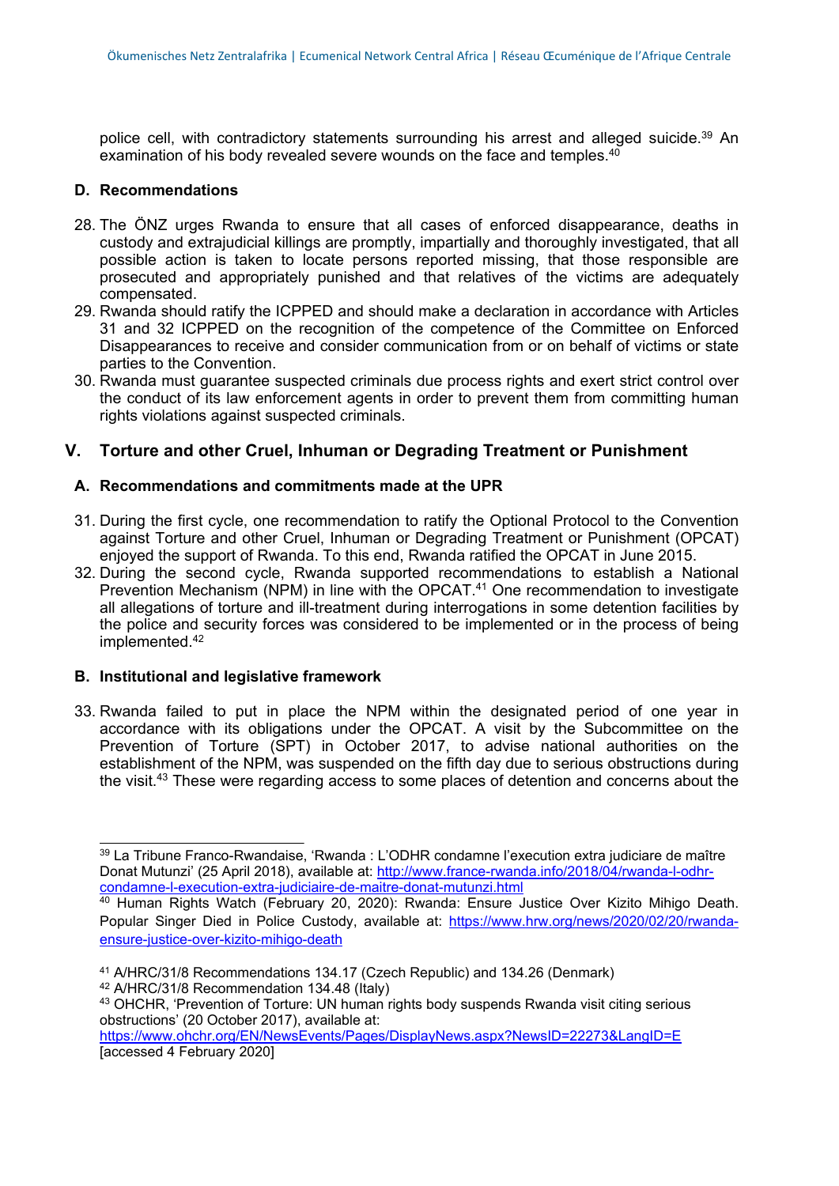police cell, with contradictory statements surrounding his arrest and alleged suicide.[39] An examination of his body revealed severe wounds on the face and temples.[40]

### D. Recommendations

28. The ÖNZ urges Rwanda to ensure that all cases of enforced disappearance, deaths in custody and extrajudicial killings are promptly, impartially and thoroughly investigated, that all possible action is taken to locate persons reported missing, that those responsible are prosecuted and appropriately punished and that relatives of the victims are adequately compensated.
29. Rwanda should ratify the ICPPED and should make a declaration in accordance with Articles 31 and 32 ICPPED on the recognition of the competence of the Committee on Enforced Disappearances to receive and consider communication from or on behalf of victims or state parties to the Convention.
30. Rwanda must guarantee suspected criminals due process rights and exert strict control over the conduct of its law enforcement agents in order to prevent them from committing human rights violations against suspected criminals.

## V. Torture and other Cruel, Inhuman or Degrading Treatment or Punishment

### A. Recommendations and commitments made at the UPR

31. During the first cycle, one recommendation to ratify the Optional Protocol to the Convention against Torture and other Cruel, Inhuman or Degrading Treatment or Punishment (OPCAT) enjoyed the support of Rwanda. To this end, Rwanda ratified the OPCAT in June 2015.
32. During the second cycle, Rwanda supported recommendations to establish a National Prevention Mechanism (NPM) in line with the OPCAT.[41] One recommendation to investigate all allegations of torture and ill-treatment during interrogations in some detention facilities by the police and security forces was considered to be implemented or in the process of being implemented.[42]

### B. Institutional and legislative framework

33. Rwanda failed to put in place the NPM within the designated period of one year in accordance with its obligations under the OPCAT. A visit by the Subcommittee on the Prevention of Torture (SPT) in October 2017, to advise national authorities on the establishment of the NPM, was suspended on the fifth day due to serious obstructions during the visit.[43] These were regarding access to some places of detention and concerns about the

---

[39] La Tribune Franco-Rwandaise, 'Rwanda : L'ODHR condamne l'execution extra judiciare de maître Donat Mutunzi' (25 April 2018), available at: http://www.france-rwanda.info/2018/04/rwanda-l-odhr-condamne-l-execution-extra-judiciaire-de-maitre-donat-mutunzi.html

[40] Human Rights Watch (February 20, 2020): Rwanda: Ensure Justice Over Kizito Mihigo Death. Popular Singer Died in Police Custody, available at: https://www.hrw.org/news/2020/02/20/rwanda-ensure-justice-over-kizito-mihigo-death

[41] A/HRC/31/8 Recommendations 134.17 (Czech Republic) and 134.26 (Denmark)

[42] A/HRC/31/8 Recommendation 134.48 (Italy)

[43] OHCHR, 'Prevention of Torture: UN human rights body suspends Rwanda visit citing serious obstructions' (20 October 2017), available at: https://www.ohchr.org/EN/NewsEvents/Pages/DisplayNews.aspx?NewsID=22273&LangID=E [accessed 4 February 2020]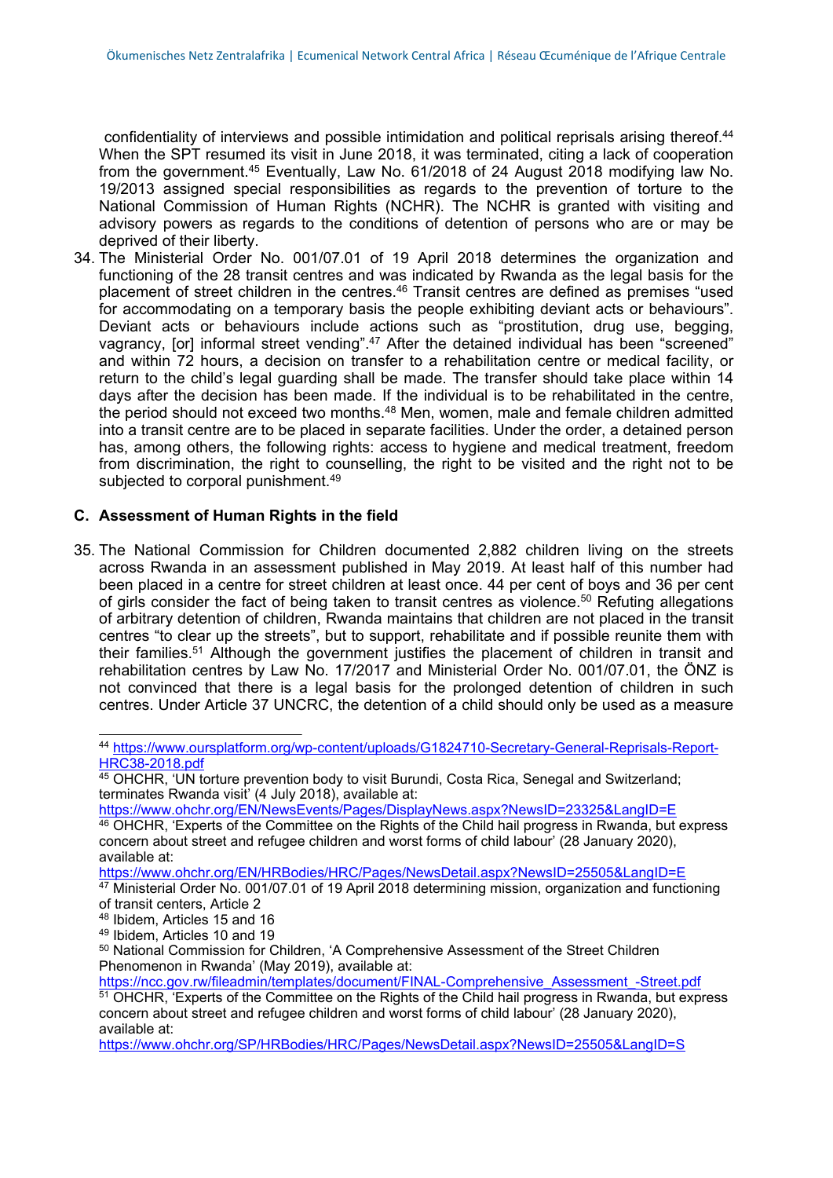confidentiality of interviews and possible intimidation and political reprisals arising thereof.[44] When the SPT resumed its visit in June 2018, it was terminated, citing a lack of cooperation from the government.[45] Eventually, Law No. 61/2018 of 24 August 2018 modifying law No. 19/2013 assigned special responsibilities as regards to the prevention of torture to the National Commission of Human Rights (NCHR). The NCHR is granted with visiting and advisory powers as regards to the conditions of detention of persons who are or may be deprived of their liberty.

34. The Ministerial Order No. 001/07.01 of 19 April 2018 determines the organization and functioning of the 28 transit centres and was indicated by Rwanda as the legal basis for the placement of street children in the centres.[46] Transit centres are defined as premises "used for accommodating on a temporary basis the people exhibiting deviant acts or behaviours". Deviant acts or behaviours include actions such as "prostitution, drug use, begging, vagrancy, [or] informal street vending".[47] After the detained individual has been "screened" and within 72 hours, a decision on transfer to a rehabilitation centre or medical facility, or return to the child's legal guarding shall be made. The transfer should take place within 14 days after the decision has been made. If the individual is to be rehabilitated in the centre, the period should not exceed two months.[48] Men, women, male and female children admitted into a transit centre are to be placed in separate facilities. Under the order, a detained person has, among others, the following rights: access to hygiene and medical treatment, freedom from discrimination, the right to counselling, the right to be visited and the right not to be subjected to corporal punishment.[49]

### C. Assessment of Human Rights in the field

35. The National Commission for Children documented 2,882 children living on the streets across Rwanda in an assessment published in May 2019. At least half of this number had been placed in a centre for street children at least once. 44 per cent of boys and 36 per cent of girls consider the fact of being taken to transit centres as violence.[50] Refuting allegations of arbitrary detention of children, Rwanda maintains that children are not placed in the transit centres "to clear up the streets", but to support, rehabilitate and if possible reunite them with their families.[51] Although the government justifies the placement of children in transit and rehabilitation centres by Law No. 17/2017 and Ministerial Order No. 001/07.01, the ÖNZ is not convinced that there is a legal basis for the prolonged detention of children in such centres. Under Article 37 UNCRC, the detention of a child should only be used as a measure

---

[44] https://www.oursplatform.org/wp-content/uploads/G1824710-Secretary-General-Reprisals-Report-HRC38-2018.pdf

[45] OHCHR, 'UN torture prevention body to visit Burundi, Costa Rica, Senegal and Switzerland; terminates Rwanda visit' (4 July 2018), available at: https://www.ohchr.org/EN/NewsEvents/Pages/DisplayNews.aspx?NewsID=23325&LangID=E

[46] OHCHR, 'Experts of the Committee on the Rights of the Child hail progress in Rwanda, but express concern about street and refugee children and worst forms of child labour' (28 January 2020), available at: https://www.ohchr.org/EN/HRBodies/HRC/Pages/NewsDetail.aspx?NewsID=25505&LangID=E

[47] Ministerial Order No. 001/07.01 of 19 April 2018 determining mission, organization and functioning of transit centers, Article 2

[48] Ibidem, Articles 15 and 16

[49] Ibidem, Articles 10 and 19

[50] National Commission for Children, 'A Comprehensive Assessment of the Street Children Phenomenon in Rwanda' (May 2019), available at: https://ncc.gov.rw/fileadmin/templates/document/FINAL-Comprehensive_Assessment_-Street.pdf

[51] OHCHR, 'Experts of the Committee on the Rights of the Child hail progress in Rwanda, but express concern about street and refugee children and worst forms of child labour' (28 January 2020), available at: https://www.ohchr.org/SP/HRBodies/HRC/Pages/NewsDetail.aspx?NewsID=25505&LangID=S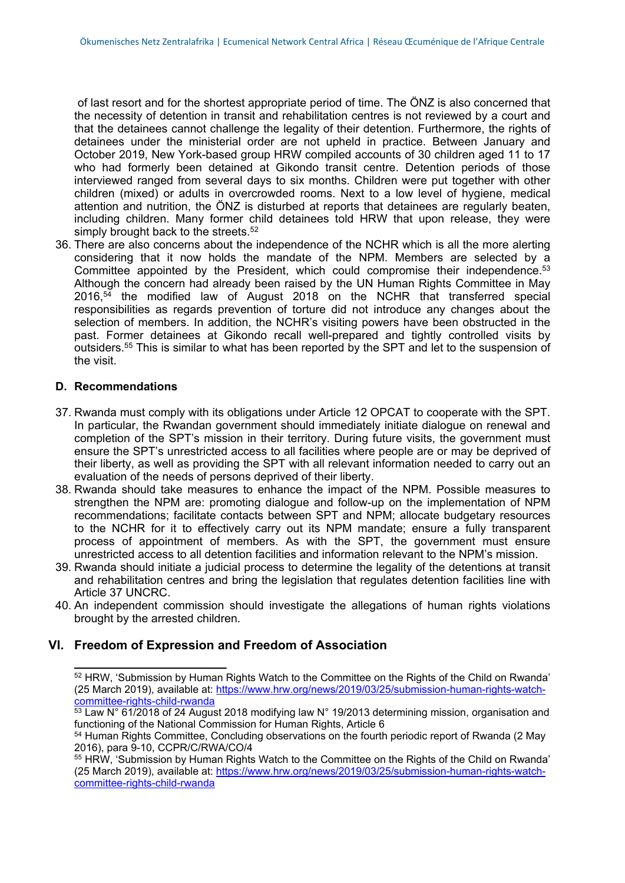of last resort and for the shortest appropriate period of time. The ÖNZ is also concerned that the necessity of detention in transit and rehabilitation centres is not reviewed by a court and that the detainees cannot challenge the legality of their detention. Furthermore, the rights of detainees under the ministerial order are not upheld in practice. Between January and October 2019, New York-based group HRW compiled accounts of 30 children aged 11 to 17 who had formerly been detained at Gikondo transit centre. Detention periods of those interviewed ranged from several days to six months. Children were put together with other children (mixed) or adults in overcrowded rooms. Next to a low level of hygiene, medical attention and nutrition, the ÖNZ is disturbed at reports that detainees are regularly beaten, including children. Many former child detainees told HRW that upon release, they were simply brought back to the streets.[52]

36. There are also concerns about the independence of the NCHR which is all the more alerting considering that it now holds the mandate of the NPM. Members are selected by a Committee appointed by the President, which could compromise their independence.[53] Although the concern had already been raised by the UN Human Rights Committee in May 2016,[54] the modified law of August 2018 on the NCHR that transferred special responsibilities as regards prevention of torture did not introduce any changes about the selection of members. In addition, the NCHR's visiting powers have been obstructed in the past. Former detainees at Gikondo recall well-prepared and tightly controlled visits by outsiders.[55] This is similar to what has been reported by the SPT and let to the suspension of the visit.

### D. Recommendations

37. Rwanda must comply with its obligations under Article 12 OPCAT to cooperate with the SPT. In particular, the Rwandan government should immediately initiate dialogue on renewal and completion of the SPT's mission in their territory. During future visits, the government must ensure the SPT's unrestricted access to all facilities where people are or may be deprived of their liberty, as well as providing the SPT with all relevant information needed to carry out an evaluation of the needs of persons deprived of their liberty.
38. Rwanda should take measures to enhance the impact of the NPM. Possible measures to strengthen the NPM are: promoting dialogue and follow-up on the implementation of NPM recommendations; facilitate contacts between SPT and NPM; allocate budgetary resources to the NCHR for it to effectively carry out its NPM mandate; ensure a fully transparent process of appointment of members. As with the SPT, the government must ensure unrestricted access to all detention facilities and information relevant to the NPM's mission.
39. Rwanda should initiate a judicial process to determine the legality of the detentions at transit and rehabilitation centres and bring the legislation that regulates detention facilities line with Article 37 UNCRC.
40. An independent commission should investigate the allegations of human rights violations brought by the arrested children.

## VI. Freedom of Expression and Freedom of Association

---

[52] HRW, 'Submission by Human Rights Watch to the Committee on the Rights of the Child on Rwanda' (25 March 2019), available at: https://www.hrw.org/news/2019/03/25/submission-human-rights-watch-committee-rights-child-rwanda

[53] Law N° 61/2018 of 24 August 2018 modifying law N° 19/2013 determining mission, organisation and functioning of the National Commission for Human Rights, Article 6

[54] Human Rights Committee, Concluding observations on the fourth periodic report of Rwanda (2 May 2016), para 9-10, CCPR/C/RWA/CO/4

[55] HRW, 'Submission by Human Rights Watch to the Committee on the Rights of the Child on Rwanda' (25 March 2019), available at: https://www.hrw.org/news/2019/03/25/submission-human-rights-watch-committee-rights-child-rwanda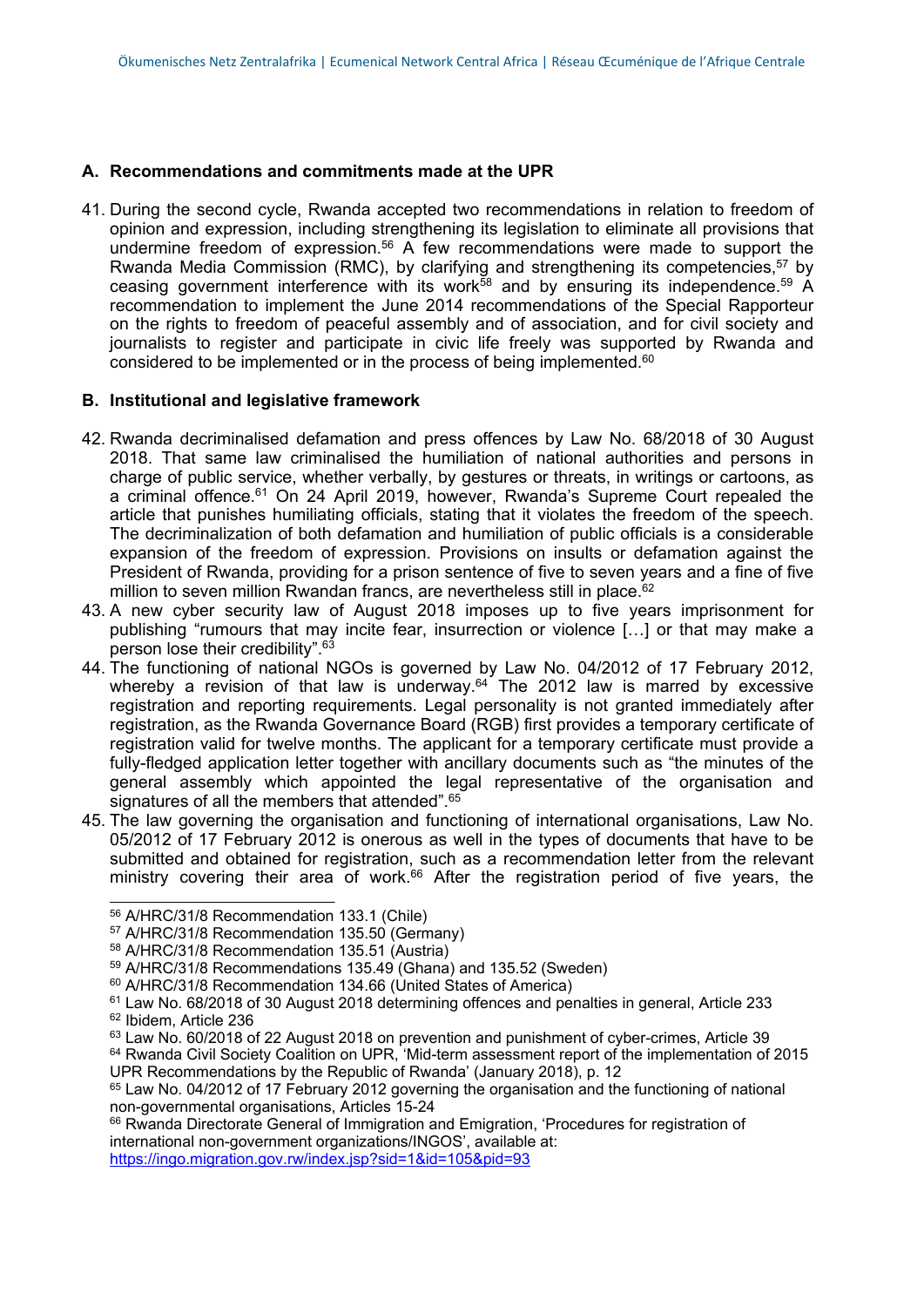### A. Recommendations and commitments made at the UPR

41. During the second cycle, Rwanda accepted two recommendations in relation to freedom of opinion and expression, including strengthening its legislation to eliminate all provisions that undermine freedom of expression.[56] A few recommendations were made to support the Rwanda Media Commission (RMC), by clarifying and strengthening its competencies,[57] by ceasing government interference with its work[58] and by ensuring its independence.[59] A recommendation to implement the June 2014 recommendations of the Special Rapporteur on the rights to freedom of peaceful assembly and of association, and for civil society and journalists to register and participate in civic life freely was supported by Rwanda and considered to be implemented or in the process of being implemented.[60]

### B. Institutional and legislative framework

42. Rwanda decriminalised defamation and press offences by Law No. 68/2018 of 30 August 2018. That same law criminalised the humiliation of national authorities and persons in charge of public service, whether verbally, by gestures or threats, in writings or cartoons, as a criminal offence.[61] On 24 April 2019, however, Rwanda's Supreme Court repealed the article that punishes humiliating officials, stating that it violates the freedom of the speech. The decriminalization of both defamation and humiliation of public officials is a considerable expansion of the freedom of expression. Provisions on insults or defamation against the President of Rwanda, providing for a prison sentence of five to seven years and a fine of five million to seven million Rwandan francs, are nevertheless still in place.[62]
43. A new cyber security law of August 2018 imposes up to five years imprisonment for publishing "rumours that may incite fear, insurrection or violence […] or that may make a person lose their credibility".[63]
44. The functioning of national NGOs is governed by Law No. 04/2012 of 17 February 2012, whereby a revision of that law is underway.[64] The 2012 law is marred by excessive registration and reporting requirements. Legal personality is not granted immediately after registration, as the Rwanda Governance Board (RGB) first provides a temporary certificate of registration valid for twelve months. The applicant for a temporary certificate must provide a fully-fledged application letter together with ancillary documents such as "the minutes of the general assembly which appointed the legal representative of the organisation and signatures of all the members that attended".[65]
45. The law governing the organisation and functioning of international organisations, Law No. 05/2012 of 17 February 2012 is onerous as well in the types of documents that have to be submitted and obtained for registration, such as a recommendation letter from the relevant ministry covering their area of work.[66] After the registration period of five years, the

---

[56] A/HRC/31/8 Recommendation 133.1 (Chile)
[57] A/HRC/31/8 Recommendation 135.50 (Germany)
[58] A/HRC/31/8 Recommendation 135.51 (Austria)
[59] A/HRC/31/8 Recommendations 135.49 (Ghana) and 135.52 (Sweden)
[60] A/HRC/31/8 Recommendation 134.66 (United States of America)
[61] Law No. 68/2018 of 30 August 2018 determining offences and penalties in general, Article 233
[62] Ibidem, Article 236
[63] Law No. 60/2018 of 22 August 2018 on prevention and punishment of cyber-crimes, Article 39
[64] Rwanda Civil Society Coalition on UPR, 'Mid-term assessment report of the implementation of 2015 UPR Recommendations by the Republic of Rwanda' (January 2018), p. 12
[65] Law No. 04/2012 of 17 February 2012 governing the organisation and the functioning of national non-governmental organisations, Articles 15-24
[66] Rwanda Directorate General of Immigration and Emigration, 'Procedures for registration of international non-government organizations/INGOS', available at: https://ingo.migration.gov.rw/index.jsp?sid=1&id=105&pid=93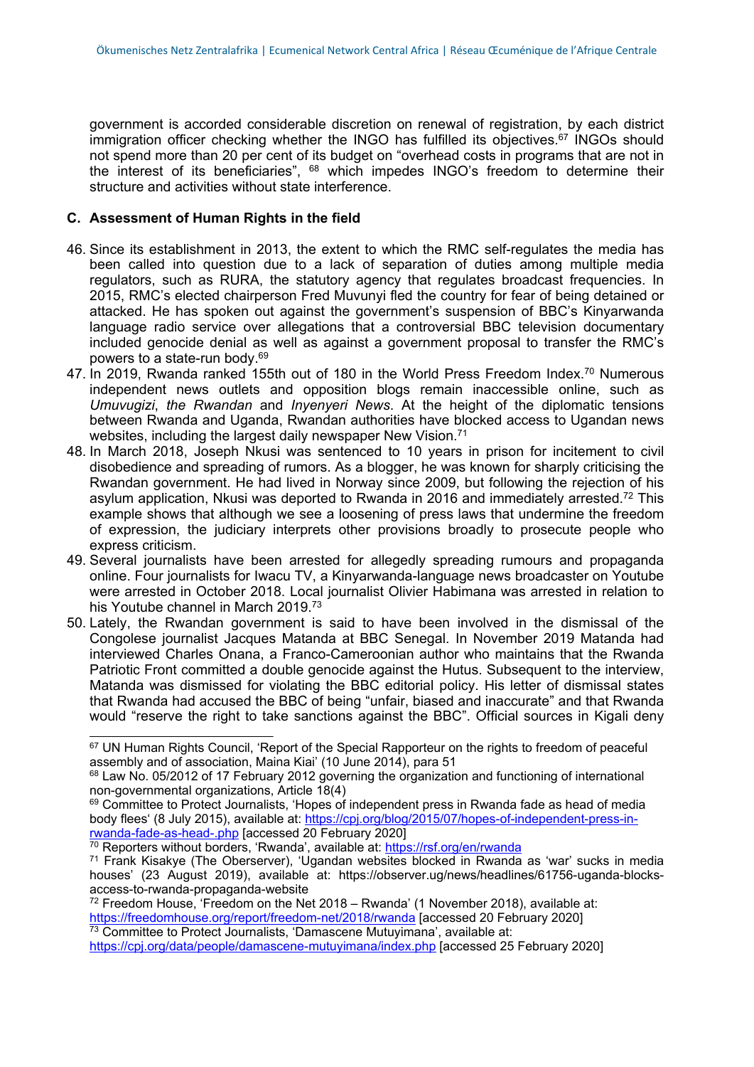government is accorded considerable discretion on renewal of registration, by each district immigration officer checking whether the INGO has fulfilled its objectives.[67] INGOs should not spend more than 20 per cent of its budget on "overhead costs in programs that are not in the interest of its beneficiaries", [68] which impedes INGO's freedom to determine their structure and activities without state interference.

### C. Assessment of Human Rights in the field

46. Since its establishment in 2013, the extent to which the RMC self-regulates the media has been called into question due to a lack of separation of duties among multiple media regulators, such as RURA, the statutory agency that regulates broadcast frequencies. In 2015, RMC's elected chairperson Fred Muvunyi fled the country for fear of being detained or attacked. He has spoken out against the government's suspension of BBC's Kinyarwanda language radio service over allegations that a controversial BBC television documentary included genocide denial as well as against a government proposal to transfer the RMC's powers to a state-run body.[69]
47. In 2019, Rwanda ranked 155th out of 180 in the World Press Freedom Index.[70] Numerous independent news outlets and opposition blogs remain inaccessible online, such as *Umuvugizi*, *the Rwandan* and *Inyenyeri News*. At the height of the diplomatic tensions between Rwanda and Uganda, Rwandan authorities have blocked access to Ugandan news websites, including the largest daily newspaper New Vision.[71]
48. In March 2018, Joseph Nkusi was sentenced to 10 years in prison for incitement to civil disobedience and spreading of rumors. As a blogger, he was known for sharply criticising the Rwandan government. He had lived in Norway since 2009, but following the rejection of his asylum application, Nkusi was deported to Rwanda in 2016 and immediately arrested.[72] This example shows that although we see a loosening of press laws that undermine the freedom of expression, the judiciary interprets other provisions broadly to prosecute people who express criticism.
49. Several journalists have been arrested for allegedly spreading rumours and propaganda online. Four journalists for Iwacu TV, a Kinyarwanda-language news broadcaster on Youtube were arrested in October 2018. Local journalist Olivier Habimana was arrested in relation to his Youtube channel in March 2019.[73]
50. Lately, the Rwandan government is said to have been involved in the dismissal of the Congolese journalist Jacques Matanda at BBC Senegal. In November 2019 Matanda had interviewed Charles Onana, a Franco-Cameroonian author who maintains that the Rwanda Patriotic Front committed a double genocide against the Hutus. Subsequent to the interview, Matanda was dismissed for violating the BBC editorial policy. His letter of dismissal states that Rwanda had accused the BBC of being "unfair, biased and inaccurate" and that Rwanda would "reserve the right to take sanctions against the BBC". Official sources in Kigali deny

---

[67] UN Human Rights Council, 'Report of the Special Rapporteur on the rights to freedom of peaceful assembly and of association, Maina Kiai' (10 June 2014), para 51

[68] Law No. 05/2012 of 17 February 2012 governing the organization and functioning of international non-governmental organizations, Article 18(4)

[69] Committee to Protect Journalists, 'Hopes of independent press in Rwanda fade as head of media body flees' (8 July 2015), available at: https://cpj.org/blog/2015/07/hopes-of-independent-press-in-rwanda-fade-as-head-.php [accessed 20 February 2020]

[70] Reporters without borders, 'Rwanda', available at: https://rsf.org/en/rwanda

[71] Frank Kisakye (The Oberserver), 'Ugandan websites blocked in Rwanda as 'war' sucks in media houses' (23 August 2019), available at: https://observer.ug/news/headlines/61756-uganda-blocks-access-to-rwanda-propaganda-website

[72] Freedom House, 'Freedom on the Net 2018 – Rwanda' (1 November 2018), available at: https://freedomhouse.org/report/freedom-net/2018/rwanda [accessed 20 February 2020]

[73] Committee to Protect Journalists, 'Damascene Mutuyimana', available at: https://cpj.org/data/people/damascene-mutuyimana/index.php [accessed 25 February 2020]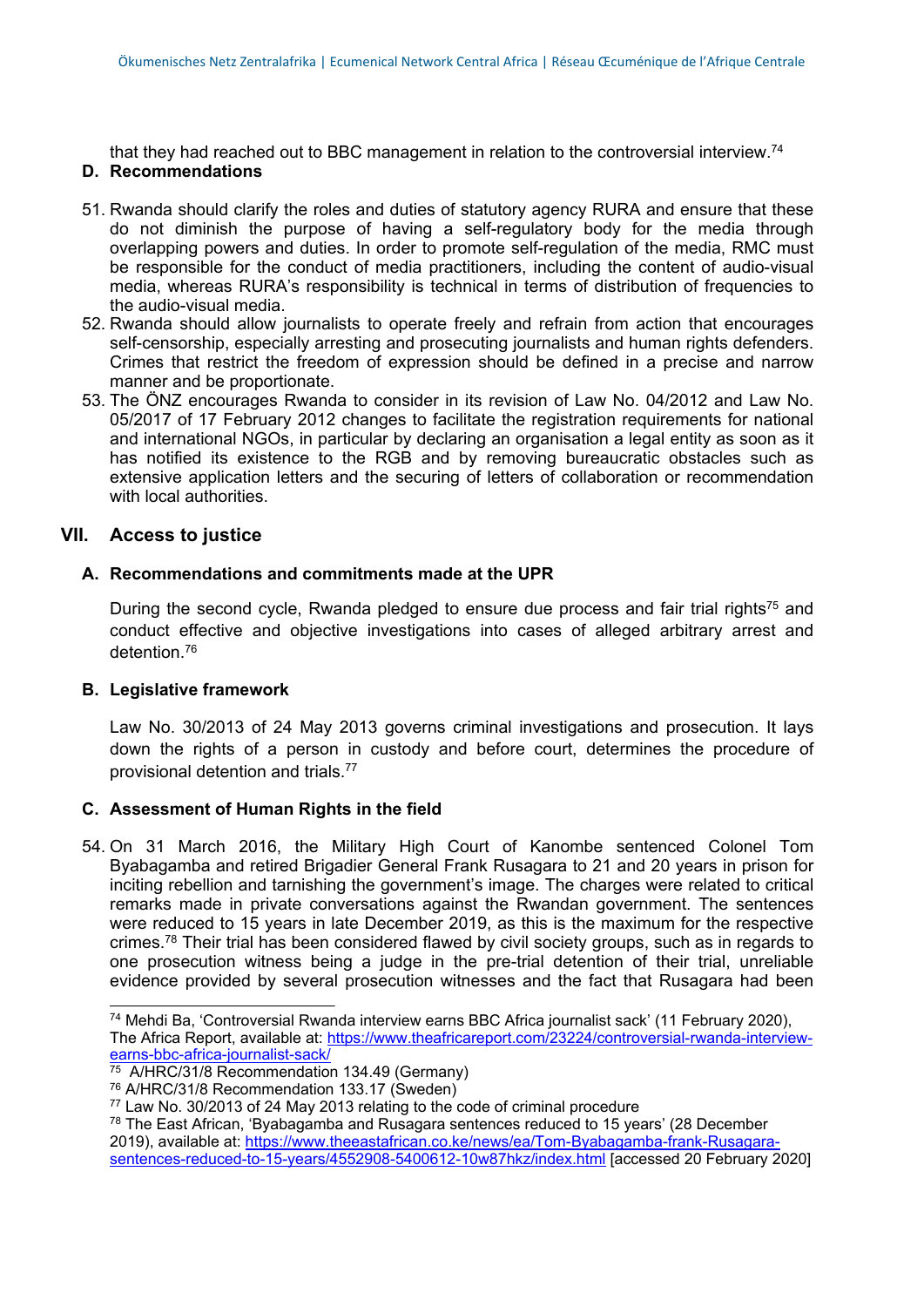that they had reached out to BBC management in relation to the controversial interview.[74]

**D. Recommendations**

51. Rwanda should clarify the roles and duties of statutory agency RURA and ensure that these do not diminish the purpose of having a self-regulatory body for the media through overlapping powers and duties. In order to promote self-regulation of the media, RMC must be responsible for the conduct of media practitioners, including the content of audio-visual media, whereas RURA's responsibility is technical in terms of distribution of frequencies to the audio-visual media.
52. Rwanda should allow journalists to operate freely and refrain from action that encourages self-censorship, especially arresting and prosecuting journalists and human rights defenders. Crimes that restrict the freedom of expression should be defined in a precise and narrow manner and be proportionate.
53. The ÖNZ encourages Rwanda to consider in its revision of Law No. 04/2012 and Law No. 05/2017 of 17 February 2012 changes to facilitate the registration requirements for national and international NGOs, in particular by declaring an organisation a legal entity as soon as it has notified its existence to the RGB and by removing bureaucratic obstacles such as extensive application letters and the securing of letters of collaboration or recommendation with local authorities.

## VII. Access to justice

### A. Recommendations and commitments made at the UPR

During the second cycle, Rwanda pledged to ensure due process and fair trial rights[75] and conduct effective and objective investigations into cases of alleged arbitrary arrest and detention.[76]

### B. Legislative framework

Law No. 30/2013 of 24 May 2013 governs criminal investigations and prosecution. It lays down the rights of a person in custody and before court, determines the procedure of provisional detention and trials.[77]

### C. Assessment of Human Rights in the field

54. On 31 March 2016, the Military High Court of Kanombe sentenced Colonel Tom Byabagamba and retired Brigadier General Frank Rusagara to 21 and 20 years in prison for inciting rebellion and tarnishing the government's image. The charges were related to critical remarks made in private conversations against the Rwandan government. The sentences were reduced to 15 years in late December 2019, as this is the maximum for the respective crimes.[78] Their trial has been considered flawed by civil society groups, such as in regards to one prosecution witness being a judge in the pre-trial detention of their trial, unreliable evidence provided by several prosecution witnesses and the fact that Rusagara had been

---

[74] Mehdi Ba, 'Controversial Rwanda interview earns BBC Africa journalist sack' (11 February 2020), The Africa Report, available at: https://www.theafricareport.com/23224/controversial-rwanda-interview-earns-bbc-africa-journalist-sack/

[75] A/HRC/31/8 Recommendation 134.49 (Germany)

[76] A/HRC/31/8 Recommendation 133.17 (Sweden)

[77] Law No. 30/2013 of 24 May 2013 relating to the code of criminal procedure

[78] The East African, 'Byabagamba and Rusagara sentences reduced to 15 years' (28 December 2019), available at: https://www.theeastafrican.co.ke/news/ea/Tom-Byabagamba-frank-Rusagara-sentences-reduced-to-15-years/4552908-5400612-10w87hkz/index.html [accessed 20 February 2020]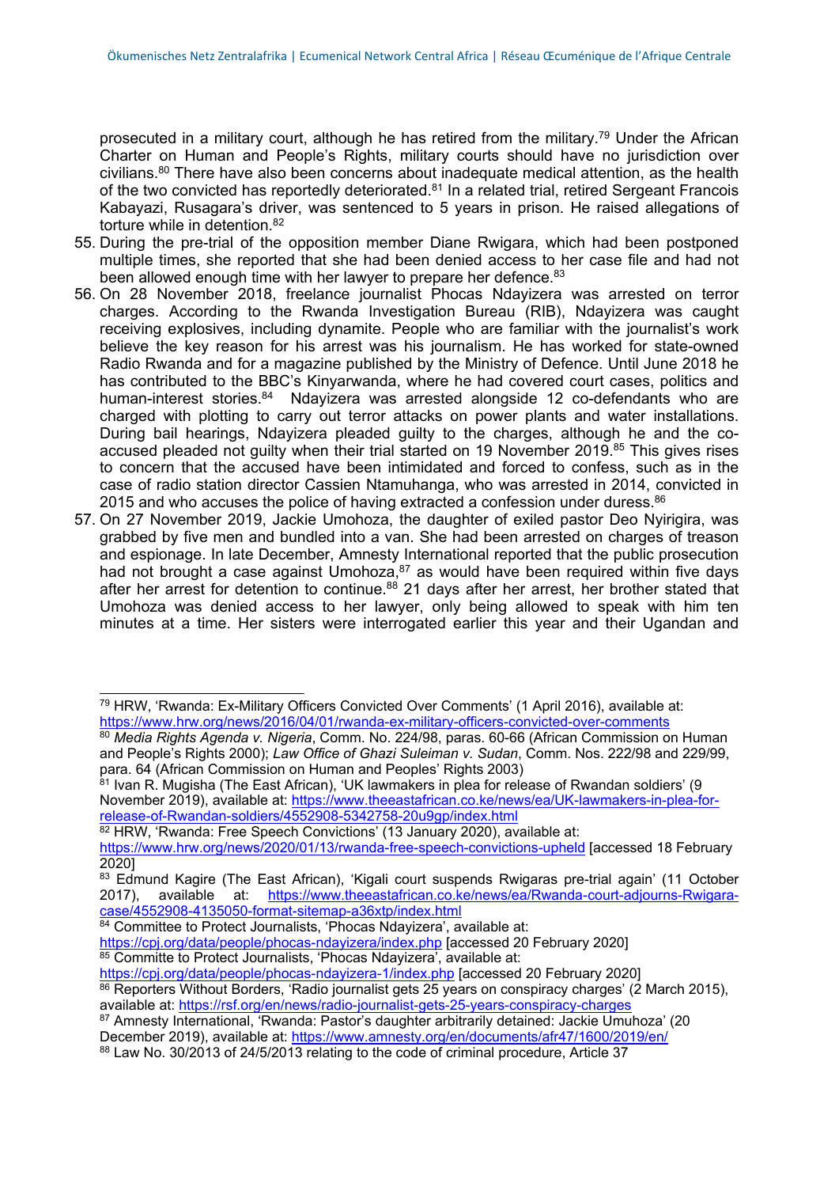prosecuted in a military court, although he has retired from the military.[79] Under the African Charter on Human and People's Rights, military courts should have no jurisdiction over civilians.[80] There have also been concerns about inadequate medical attention, as the health of the two convicted has reportedly deteriorated.[81] In a related trial, retired Sergeant Francois Kabayazi, Rusagara's driver, was sentenced to 5 years in prison. He raised allegations of torture while in detention.[82]

55. During the pre-trial of the opposition member Diane Rwigara, which had been postponed multiple times, she reported that she had been denied access to her case file and had not been allowed enough time with her lawyer to prepare her defence.[83]
56. On 28 November 2018, freelance journalist Phocas Ndayizera was arrested on terror charges. According to the Rwanda Investigation Bureau (RIB), Ndayizera was caught receiving explosives, including dynamite. People who are familiar with the journalist's work believe the key reason for his arrest was his journalism. He has worked for state-owned Radio Rwanda and for a magazine published by the Ministry of Defence. Until June 2018 he has contributed to the BBC's Kinyarwanda, where he had covered court cases, politics and human-interest stories.[84] Ndayizera was arrested alongside 12 co-defendants who are charged with plotting to carry out terror attacks on power plants and water installations. During bail hearings, Ndayizera pleaded guilty to the charges, although he and the co-accused pleaded not guilty when their trial started on 19 November 2019.[85] This gives rises to concern that the accused have been intimidated and forced to confess, such as in the case of radio station director Cassien Ntamuhanga, who was arrested in 2014, convicted in 2015 and who accuses the police of having extracted a confession under duress.[86]
57. On 27 November 2019, Jackie Umohoza, the daughter of exiled pastor Deo Nyirigira, was grabbed by five men and bundled into a van. She had been arrested on charges of treason and espionage. In late December, Amnesty International reported that the public prosecution had not brought a case against Umohoza,[87] as would have been required within five days after her arrest for detention to continue.[88] 21 days after her arrest, her brother stated that Umohoza was denied access to her lawyer, only being allowed to speak with him ten minutes at a time. Her sisters were interrogated earlier this year and their Ugandan and

---

[79] HRW, 'Rwanda: Ex-Military Officers Convicted Over Comments' (1 April 2016), available at: https://www.hrw.org/news/2016/04/01/rwanda-ex-military-officers-convicted-over-comments

[80] *Media Rights Agenda v. Nigeria*, Comm. No. 224/98, paras. 60-66 (African Commission on Human and People's Rights 2000); *Law Office of Ghazi Suleiman v. Sudan*, Comm. Nos. 222/98 and 229/99, para. 64 (African Commission on Human and Peoples' Rights 2003)

[81] Ivan R. Mugisha (The East African), 'UK lawmakers in plea for release of Rwandan soldiers' (9 November 2019), available at: https://www.theeastafrican.co.ke/news/ea/UK-lawmakers-in-plea-for-release-of-Rwandan-soldiers/4552908-5342758-20u9gp/index.html

[82] HRW, 'Rwanda: Free Speech Convictions' (13 January 2020), available at: https://www.hrw.org/news/2020/01/13/rwanda-free-speech-convictions-upheld [accessed 18 February 2020]

[83] Edmund Kagire (The East African), 'Kigali court suspends Rwigaras pre-trial again' (11 October 2017), available at: https://www.theeastafrican.co.ke/news/ea/Rwanda-court-adjourns-Rwigara-case/4552908-4135050-format-sitemap-a36xtp/index.html

[84] Committee to Protect Journalists, 'Phocas Ndayizera', available at: https://cpj.org/data/people/phocas-ndayizera/index.php [accessed 20 February 2020]

[85] Committe to Protect Journalists, 'Phocas Ndayizera', available at: https://cpj.org/data/people/phocas-ndayizera-1/index.php [accessed 20 February 2020]

[86] Reporters Without Borders, 'Radio journalist gets 25 years on conspiracy charges' (2 March 2015), available at: https://rsf.org/en/news/radio-journalist-gets-25-years-conspiracy-charges

[87] Amnesty International, 'Rwanda: Pastor's daughter arbitrarily detained: Jackie Umuhoza' (20 December 2019), available at: https://www.amnesty.org/en/documents/afr47/1600/2019/en/

[88] Law No. 30/2013 of 24/5/2013 relating to the code of criminal procedure, Article 37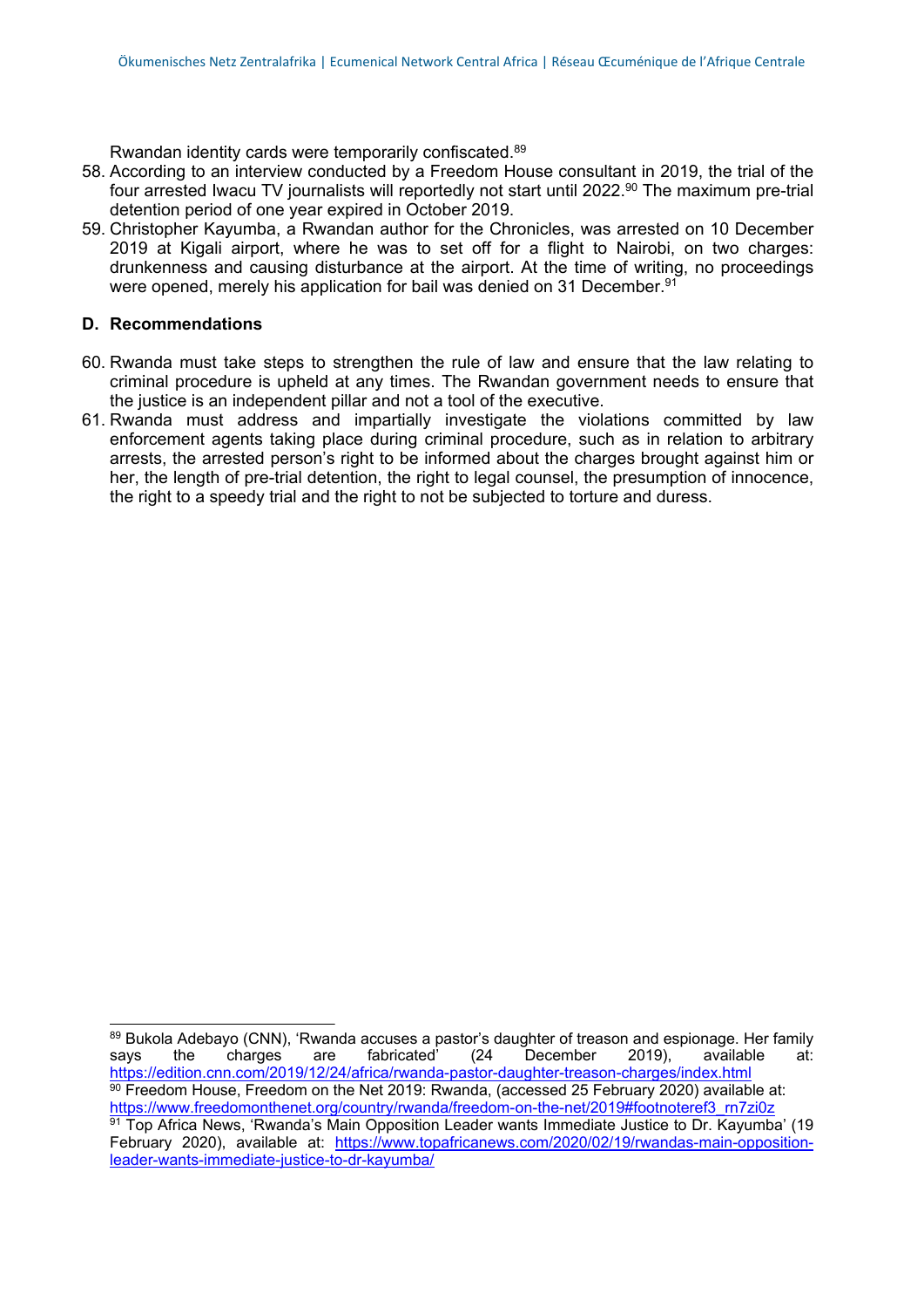Rwandan identity cards were temporarily confiscated.[89]

58. According to an interview conducted by a Freedom House consultant in 2019, the trial of the four arrested Iwacu TV journalists will reportedly not start until 2022.[90] The maximum pre-trial detention period of one year expired in October 2019.
59. Christopher Kayumba, a Rwandan author for the Chronicles, was arrested on 10 December 2019 at Kigali airport, where he was to set off for a flight to Nairobi, on two charges: drunkenness and causing disturbance at the airport. At the time of writing, no proceedings were opened, merely his application for bail was denied on 31 December.[91]

### D. Recommendations

60. Rwanda must take steps to strengthen the rule of law and ensure that the law relating to criminal procedure is upheld at any times. The Rwandan government needs to ensure that the justice is an independent pillar and not a tool of the executive.
61. Rwanda must address and impartially investigate the violations committed by law enforcement agents taking place during criminal procedure, such as in relation to arbitrary arrests, the arrested person's right to be informed about the charges brought against him or her, the length of pre-trial detention, the right to legal counsel, the presumption of innocence, the right to a speedy trial and the right to not be subjected to torture and duress.

---

[89] Bukola Adebayo (CNN), 'Rwanda accuses a pastor's daughter of treason and espionage. Her family says the charges are fabricated' (24 December 2019), available at: https://edition.cnn.com/2019/12/24/africa/rwanda-pastor-daughter-treason-charges/index.html

[90] Freedom House, Freedom on the Net 2019: Rwanda, (accessed 25 February 2020) available at: https://www.freedomonthenet.org/country/rwanda/freedom-on-the-net/2019#footnoteref3_rn7zi0z

[91] Top Africa News, 'Rwanda's Main Opposition Leader wants Immediate Justice to Dr. Kayumba' (19 February 2020), available at: https://www.topafricanews.com/2020/02/19/rwandas-main-opposition-leader-wants-immediate-justice-to-dr-kayumba/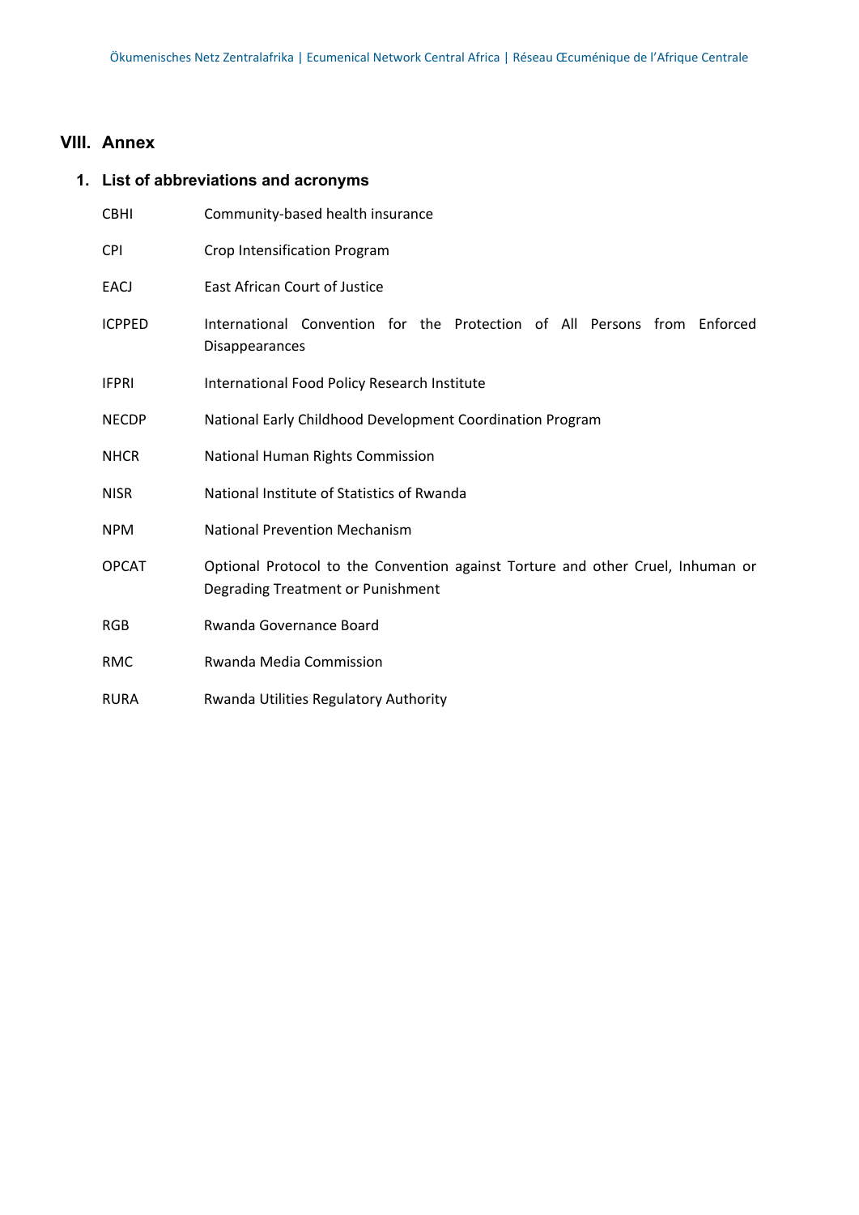## VIII. Annex

### 1. List of abbreviations and acronyms

| | |
|---|---|
| CBHI | Community-based health insurance |
| CPI | Crop Intensification Program |
| EACJ | East African Court of Justice |
| ICPPED | International Convention for the Protection of All Persons from Enforced Disappearances |
| IFPRI | International Food Policy Research Institute |
| NECDP | National Early Childhood Development Coordination Program |
| NHCR | National Human Rights Commission |
| NISR | National Institute of Statistics of Rwanda |
| NPM | National Prevention Mechanism |
| OPCAT | Optional Protocol to the Convention against Torture and other Cruel, Inhuman or Degrading Treatment or Punishment |
| RGB | Rwanda Governance Board |
| RMC | Rwanda Media Commission |
| RURA | Rwanda Utilities Regulatory Authority |